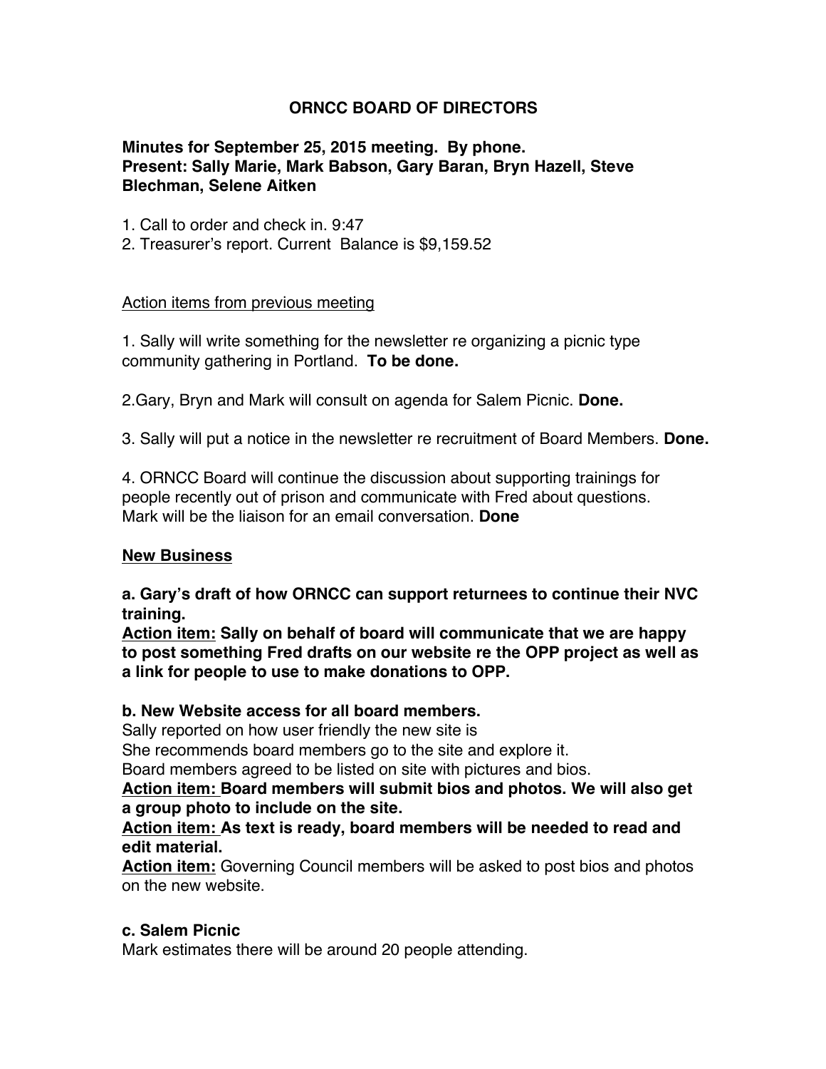# ORNCC BOARD OF DIRECTORS

**Minutes for September 25, 2015 meeting. By phone.**
**Present: Sally Marie, Mark Babson, Gary Baran, Bryn Hazell, Steve Blechman, Selene Aitken**

1. Call to order and check in. 9:47
2. Treasurer's report. Current Balance is $9,159.52

<u>Action items from previous meeting</u>

1. Sally will write something for the newsletter re organizing a picnic type community gathering in Portland. **To be done.**

2. Gary, Bryn and Mark will consult on agenda for Salem Picnic. **Done.**

3. Sally will put a notice in the newsletter re recruitment of Board Members. **Done.**

4. ORNCC Board will continue the discussion about supporting trainings for people recently out of prison and communicate with Fred about questions. Mark will be the liaison for an email conversation. **Done**

## <u>New Business</u>

**a. Gary's draft of how ORNCC can support returnees to continue their NVC training.**
**<u>Action item:</u> Sally on behalf of board will communicate that we are happy to post something Fred drafts on our website re the OPP project as well as a link for people to use to make donations to OPP.**

**b. New Website access for all board members.**
Sally reported on how user friendly the new site is
She recommends board members go to the site and explore it.
Board members agreed to be listed on site with pictures and bios.
**<u>Action item:</u> Board members will submit bios and photos. We will also get a group photo to include on the site.**
**<u>Action item:</u> As text is ready, board members will be needed to read and edit material.**
**<u>Action item:</u>** Governing Council members will be asked to post bios and photos on the new website.

**c. Salem Picnic**
Mark estimates there will be around 20 people attending.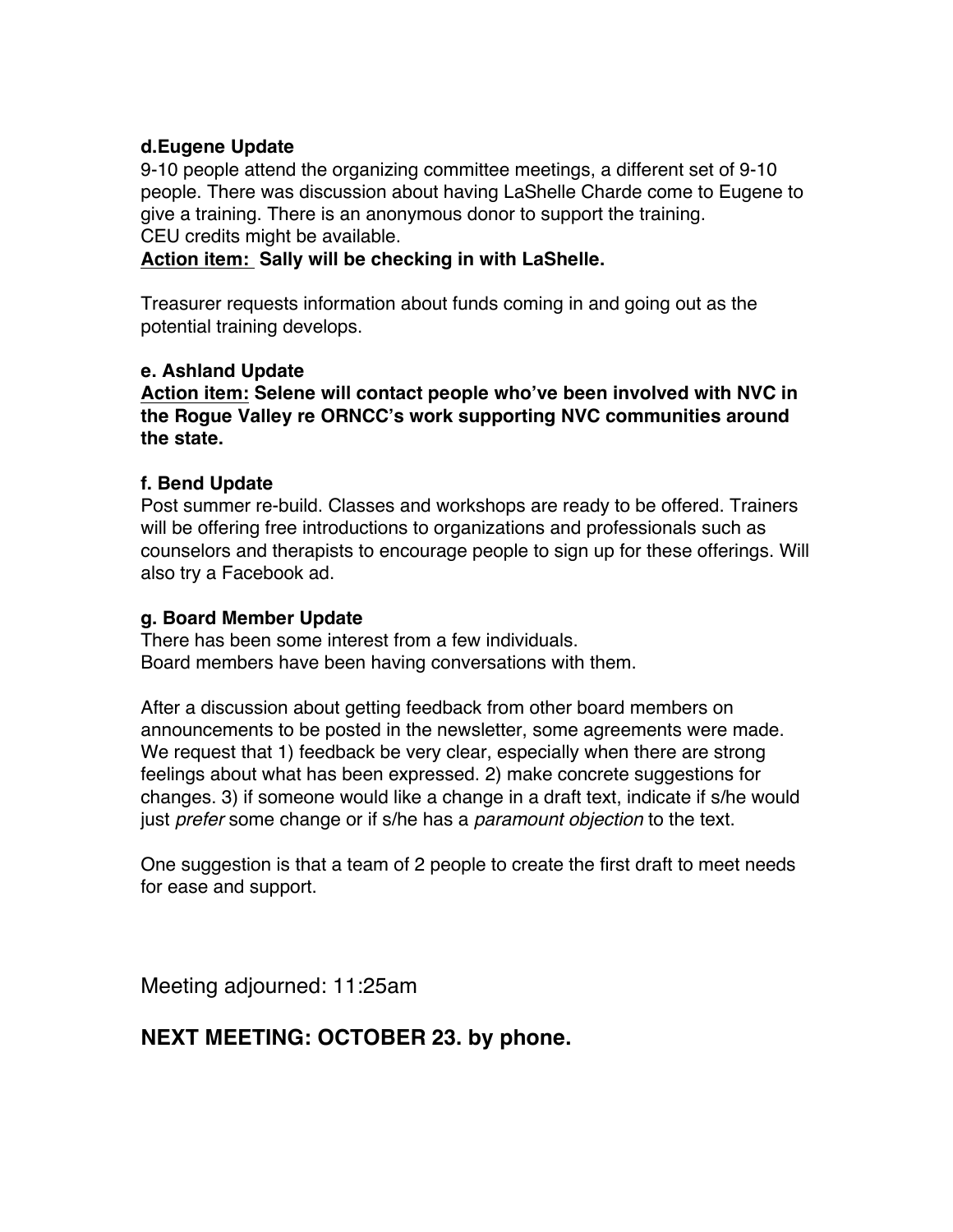**d.Eugene Update**

9-10 people attend the organizing committee meetings, a different set of 9-10 people. There was discussion about having LaShelle Charde come to Eugene to give a training. There is an anonymous donor to support the training.
CEU credits might be available.

**<u>Action item:</u> Sally will be checking in with LaShelle.**

Treasurer requests information about funds coming in and going out as the potential training develops.

**e. Ashland Update**

**<u>Action item:</u> Selene will contact people who've been involved with NVC in the Rogue Valley re ORNCC's work supporting NVC communities around the state.**

**f. Bend Update**

Post summer re-build. Classes and workshops are ready to be offered. Trainers will be offering free introductions to organizations and professionals such as counselors and therapists to encourage people to sign up for these offerings. Will also try a Facebook ad.

**g. Board Member Update**

There has been some interest from a few individuals.
Board members have been having conversations with them.

After a discussion about getting feedback from other board members on announcements to be posted in the newsletter, some agreements were made. We request that 1) feedback be very clear, especially when there are strong feelings about what has been expressed. 2) make concrete suggestions for changes. 3) if someone would like a change in a draft text, indicate if s/he would just *prefer* some change or if s/he has a *paramount objection* to the text.

One suggestion is that a team of 2 people to create the first draft to meet needs for ease and support.

Meeting adjourned: 11:25am

## NEXT MEETING: OCTOBER 23. by phone.